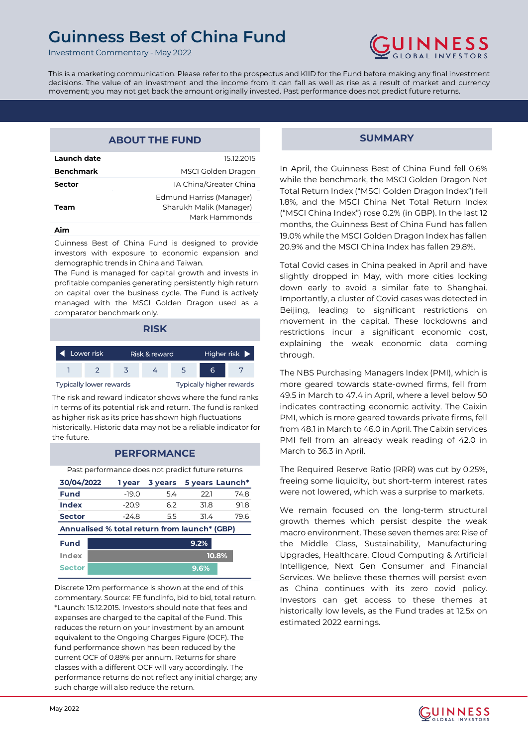# Guinness Best of China Fund

Investment Commentary - May 2022

This is a marketing communication. Please refer to the prospectus and KIID for the Fund before making any final investment decisions. The value of an investment and the income from it can fall as well as rise as a result of market and currency movement; you may not get back the amount originally invested. Past performance does not predict future returns.

## ABOUT THE FUND

| | |
|---|---|
| **Launch date** | 15.12.2015 |
| **Benchmark** | MSCI Golden Dragon |
| **Sector** | IA China/Greater China |
| **Team** | Edmund Harriss (Manager)<br>Sharukh Malik (Manager)<br>Mark Hammonds |

**Aim**

Guinness Best of China Fund is designed to provide investors with exposure to economic expansion and demographic trends in China and Taiwan.

The Fund is managed for capital growth and invests in profitable companies generating persistently high return on capital over the business cycle. The Fund is actively managed with the MSCI Golden Dragon used as a comparator benchmark only.

## RISK

Lower risk — Risk & reward — Higher risk

1 2 3 4 5 **6** 7

Typically lower rewards — Typically higher rewards

The risk and reward indicator shows where the fund ranks in terms of its potential risk and return. The fund is ranked as higher risk as its price has shown high fluctuations historically. Historic data may not be a reliable indicator for the future.

## PERFORMANCE

Past performance does not predict future returns

| 30/04/2022 | 1 year | 3 years | 5 years | Launch* |
|---|---|---|---|---|
| **Fund** | -19.0 | 5.4 | 22.1 | 74.8 |
| **Index** | -20.9 | 6.2 | 31.8 | 91.8 |
| **Sector** | -24.8 | 5.5 | 31.4 | 79.6 |

**Annualised % total return from launch* (GBP)**

Fund 9.2%

Index 10.8%

Sector 9.6%

Discrete 12m performance is shown at the end of this commentary. Source: FE fundinfo, bid to bid, total return. *Launch: 15.12.2015. Investors should note that fees and expenses are charged to the capital of the Fund. This reduces the return on your investment by an amount equivalent to the Ongoing Charges Figure (OCF). The fund performance shown has been reduced by the current OCF of 0.89% per annum. Returns for share classes with a different OCF will vary accordingly. The performance returns do not reflect any initial charge; any such charge will also reduce the return.

## SUMMARY

In April, the Guinness Best of China Fund fell 0.6% while the benchmark, the MSCI Golden Dragon Net Total Return Index ("MSCI Golden Dragon Index") fell 1.8%, and the MSCI China Net Total Return Index ("MSCI China Index") rose 0.2% (in GBP). In the last 12 months, the Guinness Best of China Fund has fallen 19.0% while the MSCI Golden Dragon Index has fallen 20.9% and the MSCI China Index has fallen 29.8%.

Total Covid cases in China peaked in April and have slightly dropped in May, with more cities locking down early to avoid a similar fate to Shanghai. Importantly, a cluster of Covid cases was detected in Beijing, leading to significant restrictions on movement in the capital. These lockdowns and restrictions incur a significant economic cost, explaining the weak economic data coming through.

The NBS Purchasing Managers Index (PMI), which is more geared towards state-owned firms, fell from 49.5 in March to 47.4 in April, where a level below 50 indicates contracting economic activity. The Caixin PMI, which is more geared towards private firms, fell from 48.1 in March to 46.0 in April. The Caixin services PMI fell from an already weak reading of 42.0 in March to 36.3 in April.

The Required Reserve Ratio (RRR) was cut by 0.25%, freeing some liquidity, but short-term interest rates were not lowered, which was a surprise to markets.

We remain focused on the long-term structural growth themes which persist despite the weak macro environment. These seven themes are: Rise of the Middle Class, Sustainability, Manufacturing Upgrades, Healthcare, Cloud Computing & Artificial Intelligence, Next Gen Consumer and Financial Services. We believe these themes will persist even as China continues with its zero covid policy. Investors can get access to these themes at historically low levels, as the Fund trades at 12.5x on estimated 2022 earnings.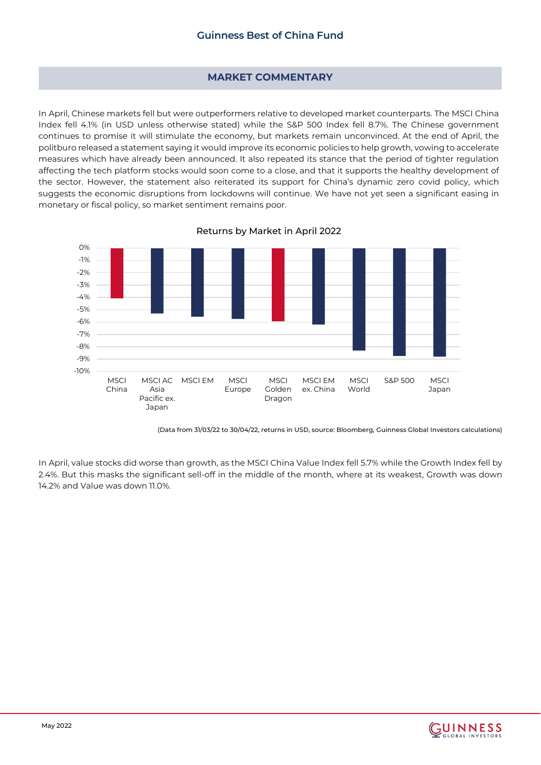## MARKET COMMENTARY

In April, Chinese markets fell but were outperformers relative to developed market counterparts. The MSCI China Index fell 4.1% (in USD unless otherwise stated) while the S&P 500 Index fell 8.7%. The Chinese government continues to promise it will stimulate the economy, but markets remain unconvinced. At the end of April, the politburo released a statement saying it would improve its economic policies to help growth, vowing to accelerate measures which have already been announced. It also repeated its stance that the period of tighter regulation affecting the tech platform stocks would soon come to a close, and that it supports the healthy development of the sector. However, the statement also reiterated its support for China's dynamic zero covid policy, which suggests the economic disruptions from lockdowns will continue. We have not yet seen a significant easing in monetary or fiscal policy, so market sentiment remains poor.

Returns by Market in April 2022

0%
-1%
-2%
-3%
-4%
-5%
-6%
-7%
-8%
-9%
-10%

MSCI China
MSCI AC Asia Pacific ex. Japan
MSCI EM
MSCI Europe
MSCI Golden Dragon
MSCI EM ex. China
MSCI World
S&P 500
MSCI Japan

(Data from 31/03/22 to 30/04/22, returns in USD, source: Bloomberg, Guinness Global Investors calculations)

In April, value stocks did worse than growth, as the MSCI China Value Index fell 5.7% while the Growth Index fell by 2.4%. But this masks the significant sell-off in the middle of the month, where at its weakest, Growth was down 14.2% and Value was down 11.0%.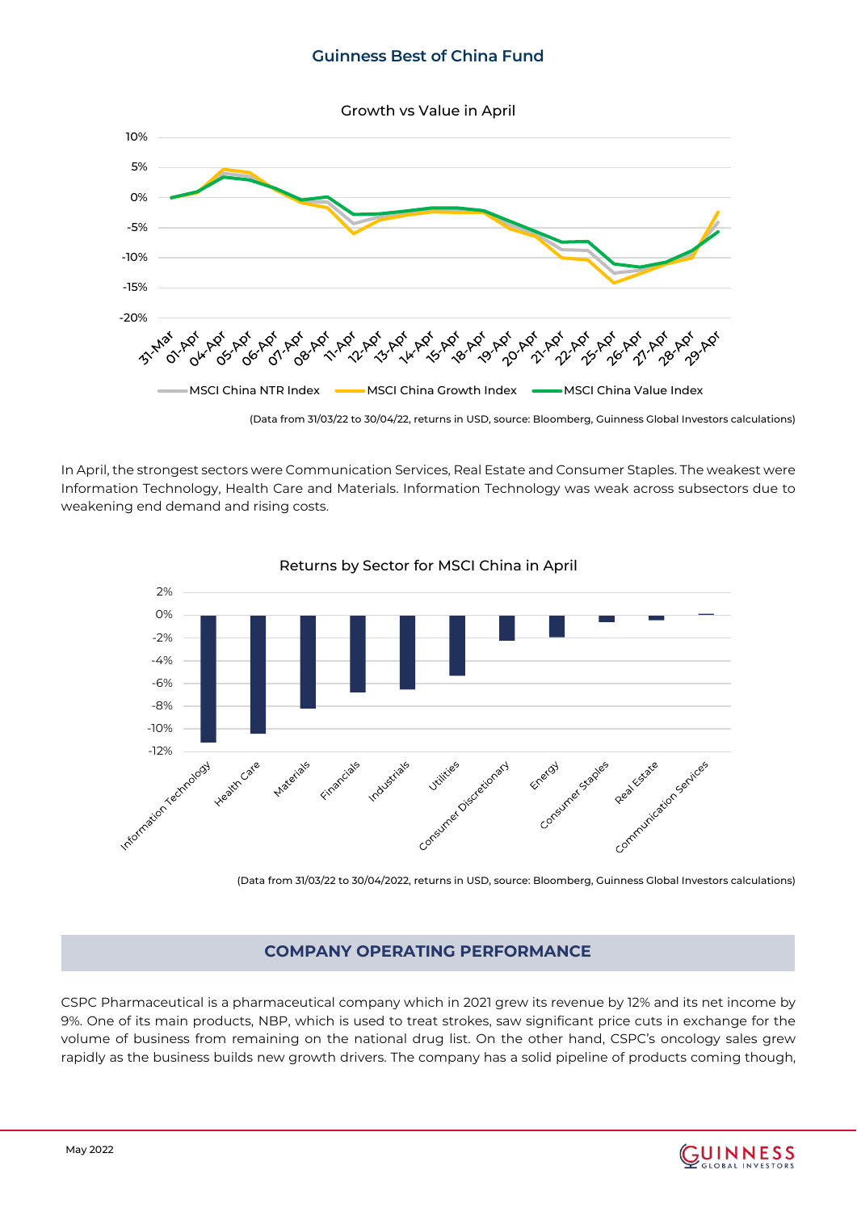Growth vs Value in April

10%
5%
0%
-5%
-10%
-15%
-20%

31-Mar 01-Apr 04-Apr 05-Apr 06-Apr 07-Apr 08-Apr 11-Apr 12-Apr 13-Apr 14-Apr 15-Apr 18-Apr 19-Apr 20-Apr 21-Apr 22-Apr 25-Apr 26-Apr 27-Apr 28-Apr 29-Apr

MSCI China NTR Index
MSCI China Growth Index
MSCI China Value Index

(Data from 31/03/22 to 30/04/22, returns in USD, source: Bloomberg, Guinness Global Investors calculations)

In April, the strongest sectors were Communication Services, Real Estate and Consumer Staples. The weakest were Information Technology, Health Care and Materials. Information Technology was weak across subsectors due to weakening end demand and rising costs.

Returns by Sector for MSCI China in April

2%
0%
-2%
-4%
-6%
-8%
-10%
-12%

Information Technology
Health Care
Materials
Financials
Industrials
Utilities
Consumer Discretionary
Energy
Consumer Staples
Real Estate
Communication Services

(Data from 31/03/22 to 30/04/2022, returns in USD, source: Bloomberg, Guinness Global Investors calculations)

## COMPANY OPERATING PERFORMANCE

CSPC Pharmaceutical is a pharmaceutical company which in 2021 grew its revenue by 12% and its net income by 9%. One of its main products, NBP, which is used to treat strokes, saw significant price cuts in exchange for the volume of business from remaining on the national drug list. On the other hand, CSPC's oncology sales grew rapidly as the business builds new growth drivers. The company has a solid pipeline of products coming though,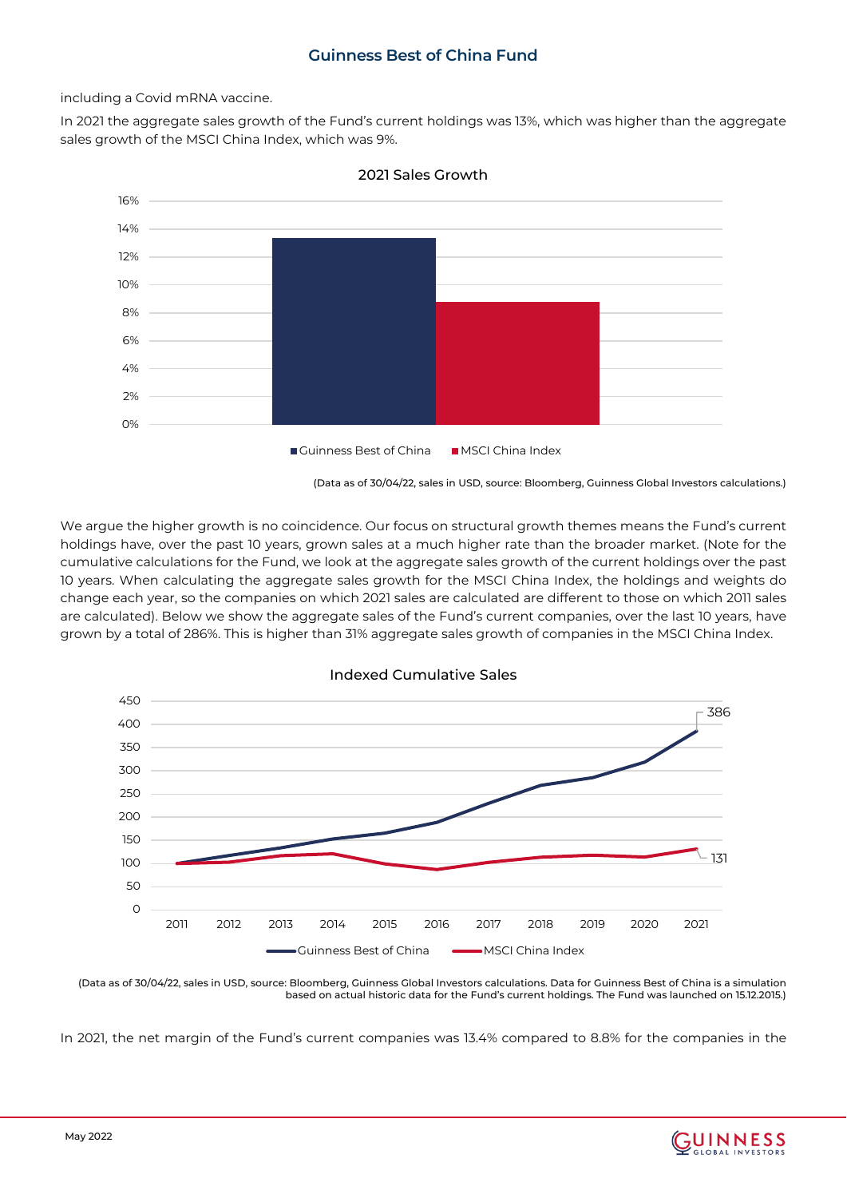including a Covid mRNA vaccine.

In 2021 the aggregate sales growth of the Fund's current holdings was 13%, which was higher than the aggregate sales growth of the MSCI China Index, which was 9%.

2021 Sales Growth

16%
14%
12%
10%
8%
6%
4%
2%
0%

Guinness Best of China
MSCI China Index

(Data as of 30/04/22, sales in USD, source: Bloomberg, Guinness Global Investors calculations.)

We argue the higher growth is no coincidence. Our focus on structural growth themes means the Fund's current holdings have, over the past 10 years, grown sales at a much higher rate than the broader market. (Note for the cumulative calculations for the Fund, we look at the aggregate sales growth of the current holdings over the past 10 years. When calculating the aggregate sales growth for the MSCI China Index, the holdings and weights do change each year, so the companies on which 2021 sales are calculated are different to those on which 2011 sales are calculated). Below we show the aggregate sales of the Fund's current companies, over the last 10 years, have grown by a total of 286%. This is higher than 31% aggregate sales growth of companies in the MSCI China Index.

Indexed Cumulative Sales

450
400
350
300
250
200
150
100
50
0

2011 2012 2013 2014 2015 2016 2017 2018 2019 2020 2021

386
131

Guinness Best of China
MSCI China Index

(Data as of 30/04/22, sales in USD, source: Bloomberg, Guinness Global Investors calculations. Data for Guinness Best of China is a simulation based on actual historic data for the Fund's current holdings. The Fund was launched on 15.12.2015.)

In 2021, the net margin of the Fund's current companies was 13.4% compared to 8.8% for the companies in the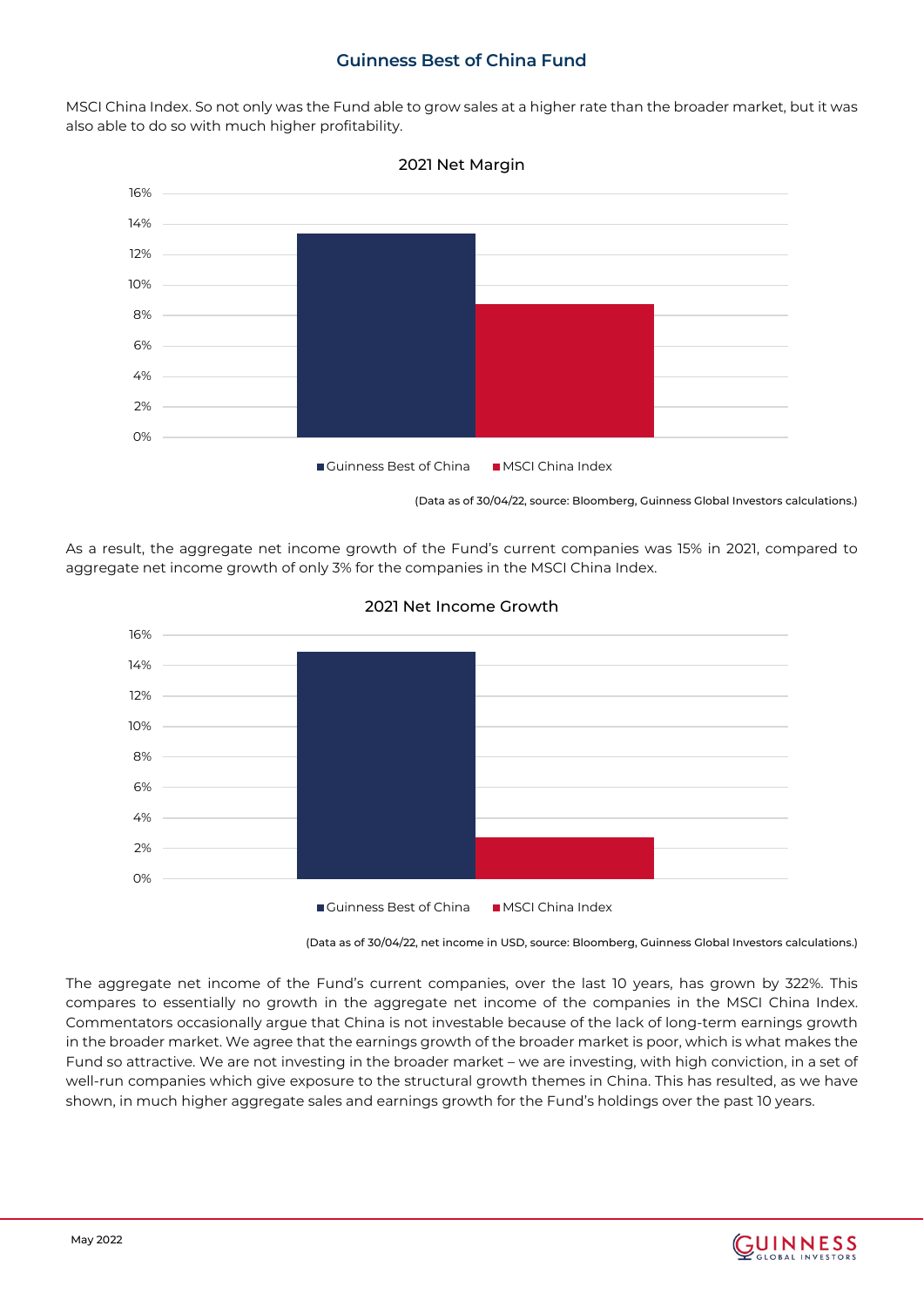MSCI China Index. So not only was the Fund able to grow sales at a higher rate than the broader market, but it was also able to do so with much higher profitability.

2021 Net Margin

16%
14%
12%
10%
8%
6%
4%
2%
0%

Guinness Best of China
MSCI China Index

(Data as of 30/04/22, source: Bloomberg, Guinness Global Investors calculations.)

As a result, the aggregate net income growth of the Fund's current companies was 15% in 2021, compared to aggregate net income growth of only 3% for the companies in the MSCI China Index.

2021 Net Income Growth

16%
14%
12%
10%
8%
6%
4%
2%
0%

Guinness Best of China
MSCI China Index

(Data as of 30/04/22, net income in USD, source: Bloomberg, Guinness Global Investors calculations.)

The aggregate net income of the Fund's current companies, over the last 10 years, has grown by 322%. This compares to essentially no growth in the aggregate net income of the companies in the MSCI China Index. Commentators occasionally argue that China is not investable because of the lack of long-term earnings growth in the broader market. We agree that the earnings growth of the broader market is poor, which is what makes the Fund so attractive. We are not investing in the broader market – we are investing, with high conviction, in a set of well-run companies which give exposure to the structural growth themes in China. This has resulted, as we have shown, in much higher aggregate sales and earnings growth for the Fund's holdings over the past 10 years.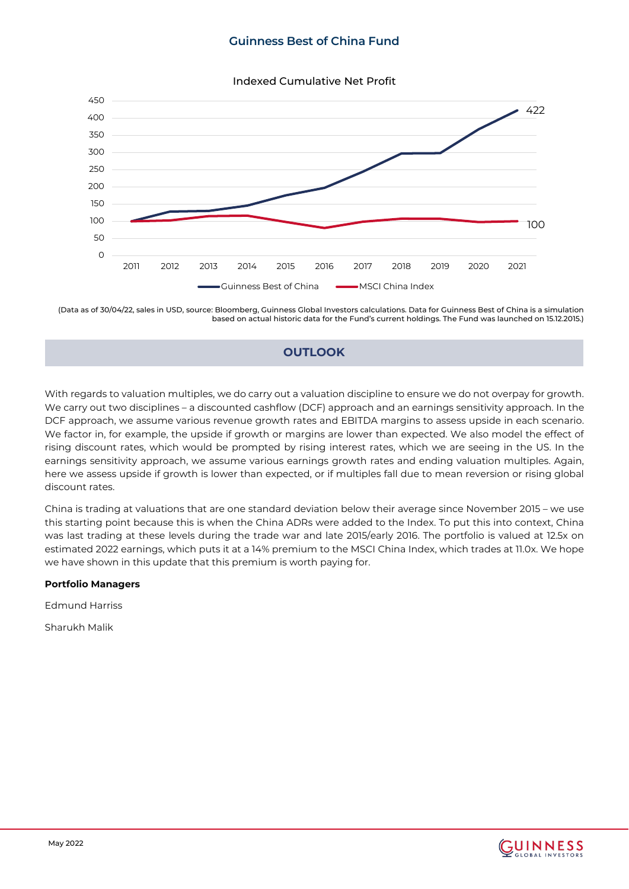## Guinness Best of China Fund

Indexed Cumulative Net Profit

450
400
350
300
250
200
150
100
50
0

2011 2012 2013 2014 2015 2016 2017 2018 2019 2020 2021

422

100

Guinness Best of China
MSCI China Index

(Data as of 30/04/22, sales in USD, source: Bloomberg, Guinness Global Investors calculations. Data for Guinness Best of China is a simulation based on actual historic data for the Fund's current holdings. The Fund was launched on 15.12.2015.)

## OUTLOOK

With regards to valuation multiples, we do carry out a valuation discipline to ensure we do not overpay for growth. We carry out two disciplines – a discounted cashflow (DCF) approach and an earnings sensitivity approach. In the DCF approach, we assume various revenue growth rates and EBITDA margins to assess upside in each scenario. We factor in, for example, the upside if growth or margins are lower than expected. We also model the effect of rising discount rates, which would be prompted by rising interest rates, which we are seeing in the US. In the earnings sensitivity approach, we assume various earnings growth rates and ending valuation multiples. Again, here we assess upside if growth is lower than expected, or if multiples fall due to mean reversion or rising global discount rates.

China is trading at valuations that are one standard deviation below their average since November 2015 – we use this starting point because this is when the China ADRs were added to the Index. To put this into context, China was last trading at these levels during the trade war and late 2015/early 2016. The portfolio is valued at 12.5x on estimated 2022 earnings, which puts it at a 14% premium to the MSCI China Index, which trades at 11.0x. We hope we have shown in this update that this premium is worth paying for.

**Portfolio Managers**

Edmund Harriss

Sharukh Malik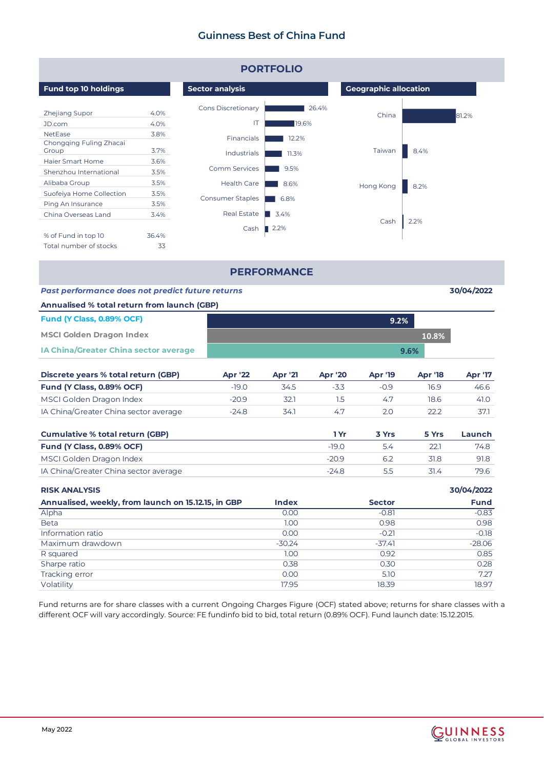# Guinness Best of China Fund

## PORTFOLIO

### Fund top 10 holdings

| | |
|---|---|
| Zhejiang Supor | 4.0% |
| JD.com | 4.0% |
| NetEase | 3.8% |
| Chongqing Fuling Zhacai Group | 3.7% |
| Haier Smart Home | 3.6% |
| Shenzhou International | 3.5% |
| Alibaba Group | 3.5% |
| Suofeiya Home Collection | 3.5% |
| Ping An Insurance | 3.5% |
| China Overseas Land | 3.4% |
| % of Fund in top 10 | 36.4% |
| Total number of stocks | 33 |

### Sector analysis

Cons Discretionary 26.4%
IT 19.6%
Financials 12.2%
Industrials 11.3%
Comm Services 9.5%
Health Care 8.6%
Consumer Staples 6.8%
Real Estate 3.4%
Cash 2.2%

### Geographic allocation

China 81.2%
Taiwan 8.4%
Hong Kong 8.2%
Cash 2.2%

## PERFORMANCE

*Past performance does not predict future returns* **30/04/2022**

**Annualised % total return from launch (GBP)**

Fund (Y Class, 0.89% OCF) 9.2%
MSCI Golden Dragon Index 10.8%
IA China/Greater China sector average 9.6%

| Discrete years % total return (GBP) | Apr '22 | Apr '21 | Apr '20 | Apr '19 | Apr '18 | Apr '17 |
|---|---|---|---|---|---|---|
| **Fund (Y Class, 0.89% OCF)** | -19.0 | 34.5 | -3.3 | -0.9 | 16.9 | 46.6 |
| MSCI Golden Dragon Index | -20.9 | 32.1 | 1.5 | 4.7 | 18.6 | 41.0 |
| IA China/Greater China sector average | -24.8 | 34.1 | 4.7 | 2.0 | 22.2 | 37.1 |

| Cumulative % total return (GBP) | 1 Yr | 3 Yrs | 5 Yrs | Launch |
|---|---|---|---|---|
| **Fund (Y Class, 0.89% OCF)** | -19.0 | 5.4 | 22.1 | 74.8 |
| MSCI Golden Dragon Index | -20.9 | 6.2 | 31.8 | 91.8 |
| IA China/Greater China sector average | -24.8 | 5.5 | 31.4 | 79.6 |

**RISK ANALYSIS** **30/04/2022**

| Annualised, weekly, from launch on 15.12.15, in GBP | Index | Sector | Fund |
|---|---|---|---|
| Alpha | 0.00 | -0.81 | -0.83 |
| Beta | 1.00 | 0.98 | 0.98 |
| Information ratio | 0.00 | -0.21 | -0.18 |
| Maximum drawdown | -30.24 | -37.41 | -28.06 |
| R squared | 1.00 | 0.92 | 0.85 |
| Sharpe ratio | 0.38 | 0.30 | 0.28 |
| Tracking error | 0.00 | 5.10 | 7.27 |
| Volatility | 17.95 | 18.39 | 18.97 |

Fund returns are for share classes with a current Ongoing Charges Figure (OCF) stated above; returns for share classes with a different OCF will vary accordingly. Source: FE fundinfo bid to bid, total return (0.89% OCF). Fund launch date: 15.12.2015.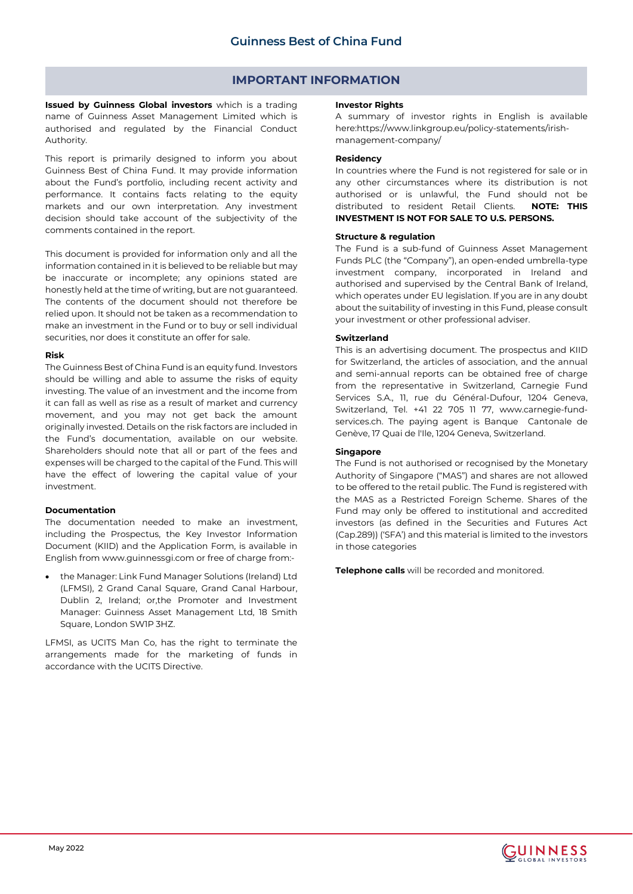# Guinness Best of China Fund

## IMPORTANT INFORMATION

**Issued by Guinness Global investors** which is a trading name of Guinness Asset Management Limited which is authorised and regulated by the Financial Conduct Authority.

This report is primarily designed to inform you about Guinness Best of China Fund. It may provide information about the Fund's portfolio, including recent activity and performance. It contains facts relating to the equity markets and our own interpretation. Any investment decision should take account of the subjectivity of the comments contained in the report.

This document is provided for information only and all the information contained in it is believed to be reliable but may be inaccurate or incomplete; any opinions stated are honestly held at the time of writing, but are not guaranteed. The contents of the document should not therefore be relied upon. It should not be taken as a recommendation to make an investment in the Fund or to buy or sell individual securities, nor does it constitute an offer for sale.

**Risk**

The Guinness Best of China Fund is an equity fund. Investors should be willing and able to assume the risks of equity investing. The value of an investment and the income from it can fall as well as rise as a result of market and currency movement, and you may not get back the amount originally invested. Details on the risk factors are included in the Fund's documentation, available on our website. Shareholders should note that all or part of the fees and expenses will be charged to the capital of the Fund. This will have the effect of lowering the capital value of your investment.

**Documentation**

The documentation needed to make an investment, including the Prospectus, the Key Investor Information Document (KIID) and the Application Form, is available in English from www.guinnessgi.com or free of charge from:-

- the Manager: Link Fund Manager Solutions (Ireland) Ltd (LFMSI), 2 Grand Canal Square, Grand Canal Harbour, Dublin 2, Ireland; or,the Promoter and Investment Manager: Guinness Asset Management Ltd, 18 Smith Square, London SW1P 3HZ.

LFMSI, as UCITS Man Co, has the right to terminate the arrangements made for the marketing of funds in accordance with the UCITS Directive.

**Investor Rights**

A summary of investor rights in English is available here:https://www.linkgroup.eu/policy-statements/irish-management-company/

**Residency**

In countries where the Fund is not registered for sale or in any other circumstances where its distribution is not authorised or is unlawful, the Fund should not be distributed to resident Retail Clients. **NOTE: THIS INVESTMENT IS NOT FOR SALE TO U.S. PERSONS.**

**Structure & regulation**

The Fund is a sub-fund of Guinness Asset Management Funds PLC (the "Company"), an open-ended umbrella-type investment company, incorporated in Ireland and authorised and supervised by the Central Bank of Ireland, which operates under EU legislation. If you are in any doubt about the suitability of investing in this Fund, please consult your investment or other professional adviser.

**Switzerland**

This is an advertising document. The prospectus and KIID for Switzerland, the articles of association, and the annual and semi-annual reports can be obtained free of charge from the representative in Switzerland, Carnegie Fund Services S.A., 11, rue du Général-Dufour, 1204 Geneva, Switzerland, Tel. +41 22 705 11 77, www.carnegie-fund-services.ch. The paying agent is Banque Cantonale de Genève, 17 Quai de l'Ile, 1204 Geneva, Switzerland.

**Singapore**

The Fund is not authorised or recognised by the Monetary Authority of Singapore ("MAS") and shares are not allowed to be offered to the retail public. The Fund is registered with the MAS as a Restricted Foreign Scheme. Shares of the Fund may only be offered to institutional and accredited investors (as defined in the Securities and Futures Act (Cap.289)) ('SFA') and this material is limited to the investors in those categories

**Telephone calls** will be recorded and monitored.

May 2022